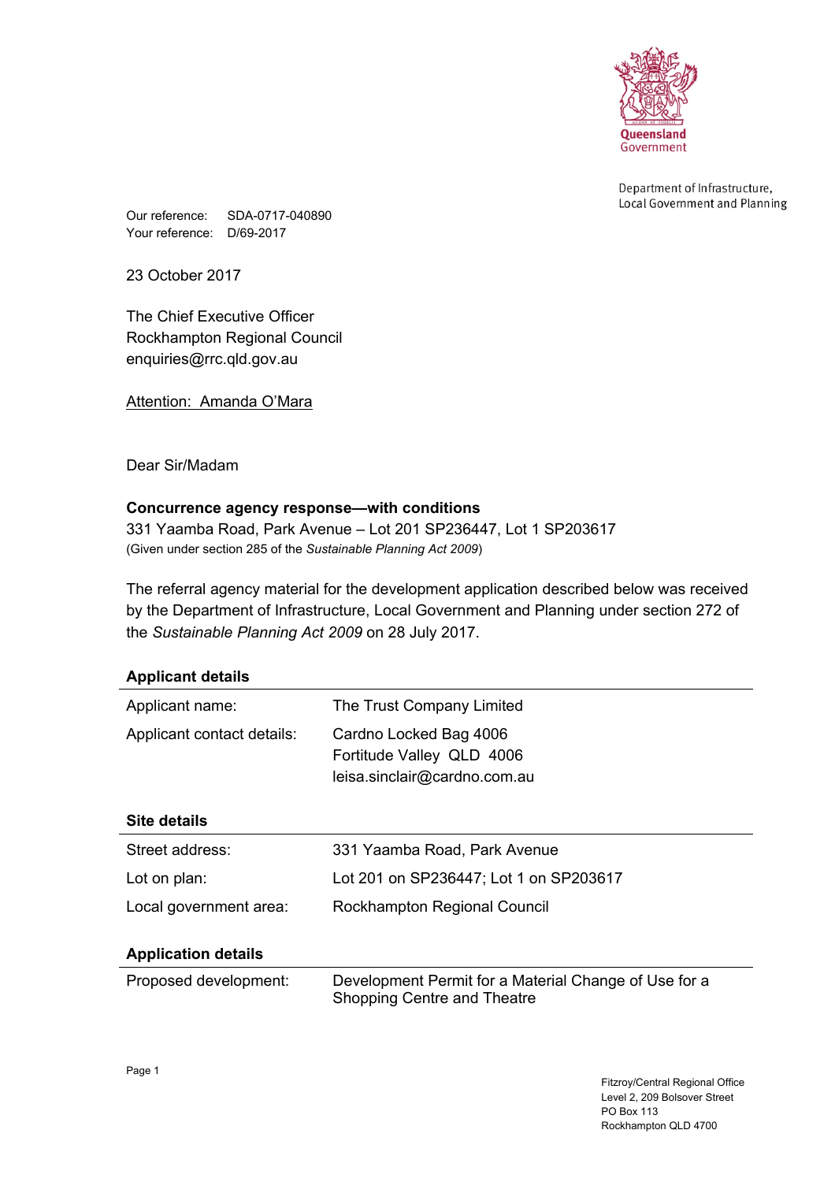Queensland Government

Department of Infrastructure, Local Government and Planning

Our reference: SDA-0717-040890
Your reference: D/69-2017

23 October 2017

The Chief Executive Officer
Rockhampton Regional Council
enquiries@rrc.qld.gov.au

Attention: Amanda O'Mara

Dear Sir/Madam

**Concurrence agency response—with conditions**
331 Yaamba Road, Park Avenue – Lot 201 SP236447, Lot 1 SP203617
(Given under section 285 of the *Sustainable Planning Act 2009*)

The referral agency material for the development application described below was received by the Department of Infrastructure, Local Government and Planning under section 272 of the *Sustainable Planning Act 2009* on 28 July 2017.

**Applicant details**

| | |
|---|---|
| Applicant name: | The Trust Company Limited |
| Applicant contact details: | Cardno Locked Bag 4006<br>Fortitude Valley QLD 4006<br>leisa.sinclair@cardno.com.au |

**Site details**

| | |
|---|---|
| Street address: | 331 Yaamba Road, Park Avenue |
| Lot on plan: | Lot 201 on SP236447; Lot 1 on SP203617 |
| Local government area: | Rockhampton Regional Council |

**Application details**

| | |
|---|---|
| Proposed development: | Development Permit for a Material Change of Use for a Shopping Centre and Theatre |

Fitzroy/Central Regional Office
Level 2, 209 Bolsover Street
PO Box 113
Rockhampton QLD 4700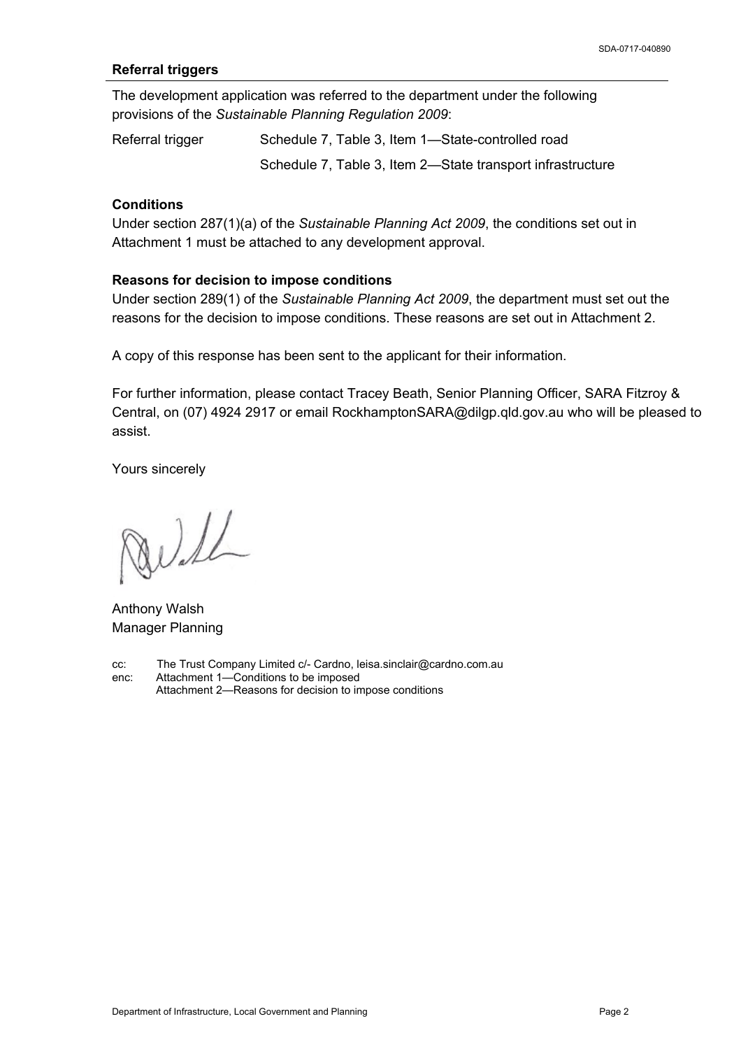### Referral triggers

The development application was referred to the department under the following provisions of the *Sustainable Planning Regulation 2009*:

| | |
|---|---|
| Referral trigger | Schedule 7, Table 3, Item 1—State-controlled road |
| | Schedule 7, Table 3, Item 2—State transport infrastructure |

### Conditions

Under section 287(1)(a) of the *Sustainable Planning Act 2009*, the conditions set out in Attachment 1 must be attached to any development approval.

### Reasons for decision to impose conditions

Under section 289(1) of the *Sustainable Planning Act 2009*, the department must set out the reasons for the decision to impose conditions. These reasons are set out in Attachment 2.

A copy of this response has been sent to the applicant for their information.

For further information, please contact Tracey Beath, Senior Planning Officer, SARA Fitzroy & Central, on (07) 4924 2917 or email RockhamptonSARA@dilgp.qld.gov.au who will be pleased to assist.

Yours sincerely

Anthony Walsh
Manager Planning

cc: The Trust Company Limited c/- Cardno, leisa.sinclair@cardno.com.au
enc: Attachment 1—Conditions to be imposed
Attachment 2—Reasons for decision to impose conditions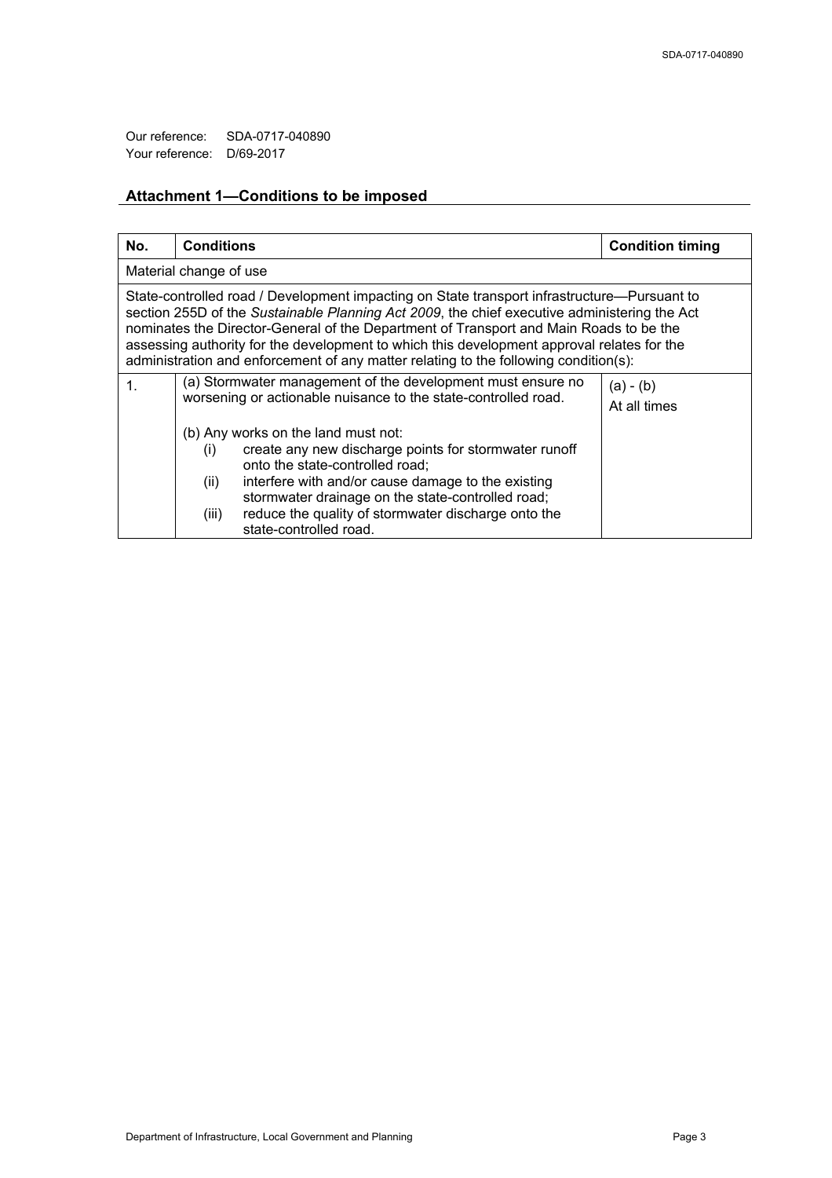Our reference: SDA-0717-040890
Your reference: D/69-2017

## Attachment 1—Conditions to be imposed

| No. | Conditions | Condition timing |
|---|---|---|
| Material change of use | | |
| State-controlled road / Development impacting on State transport infrastructure—Pursuant to section 255D of the *Sustainable Planning Act 2009*, the chief executive administering the Act nominates the Director-General of the Department of Transport and Main Roads to be the assessing authority for the development to which this development approval relates for the administration and enforcement of any matter relating to the following condition(s): | | |
| 1. | (a) Stormwater management of the development must ensure no worsening or actionable nuisance to the state-controlled road.<br><br>(b) Any works on the land must not:<br>(i) create any new discharge points for stormwater runoff onto the state-controlled road;<br>(ii) interfere with and/or cause damage to the existing stormwater drainage on the state-controlled road;<br>(iii) reduce the quality of stormwater discharge onto the state-controlled road. | (a) - (b)<br>At all times |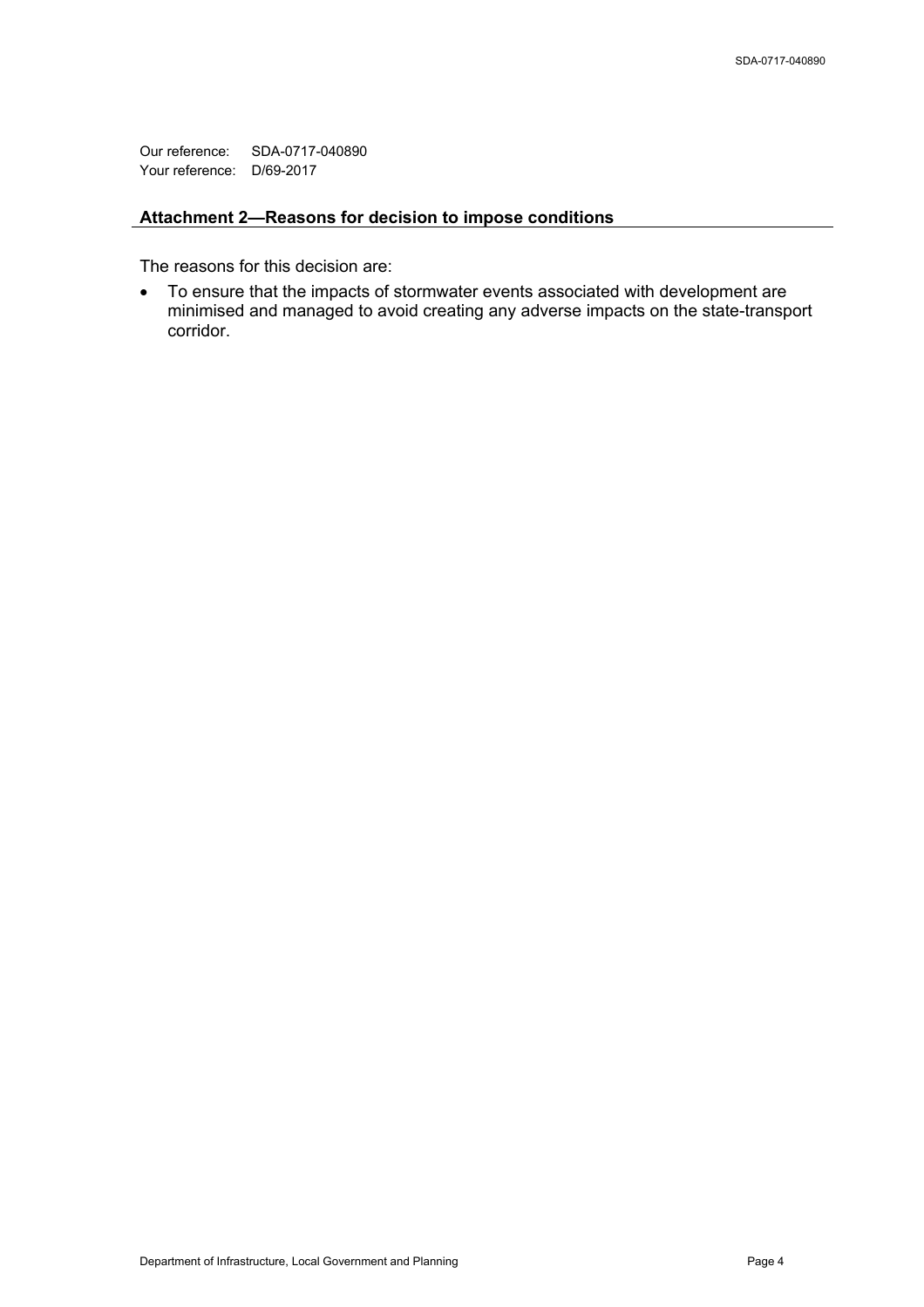Our reference: SDA-0717-040890
Your reference: D/69-2017

## Attachment 2—Reasons for decision to impose conditions

The reasons for this decision are:

- To ensure that the impacts of stormwater events associated with development are minimised and managed to avoid creating any adverse impacts on the state-transport corridor.